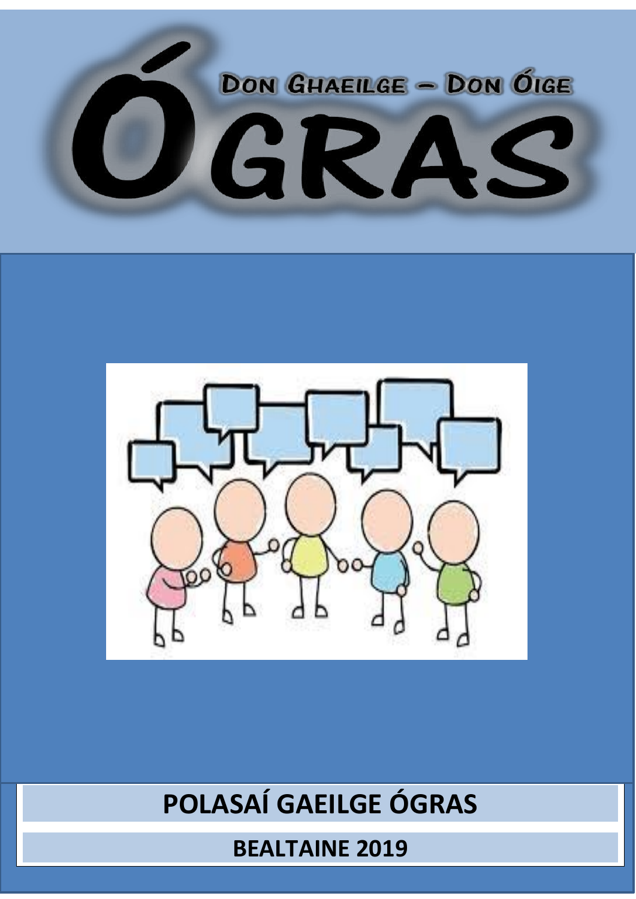# ÓGRAS

DON GHAEILGE – DON ÓIGE

## POLASAÍ GAEILGE ÓGRAS

**BEALTAINE 2019**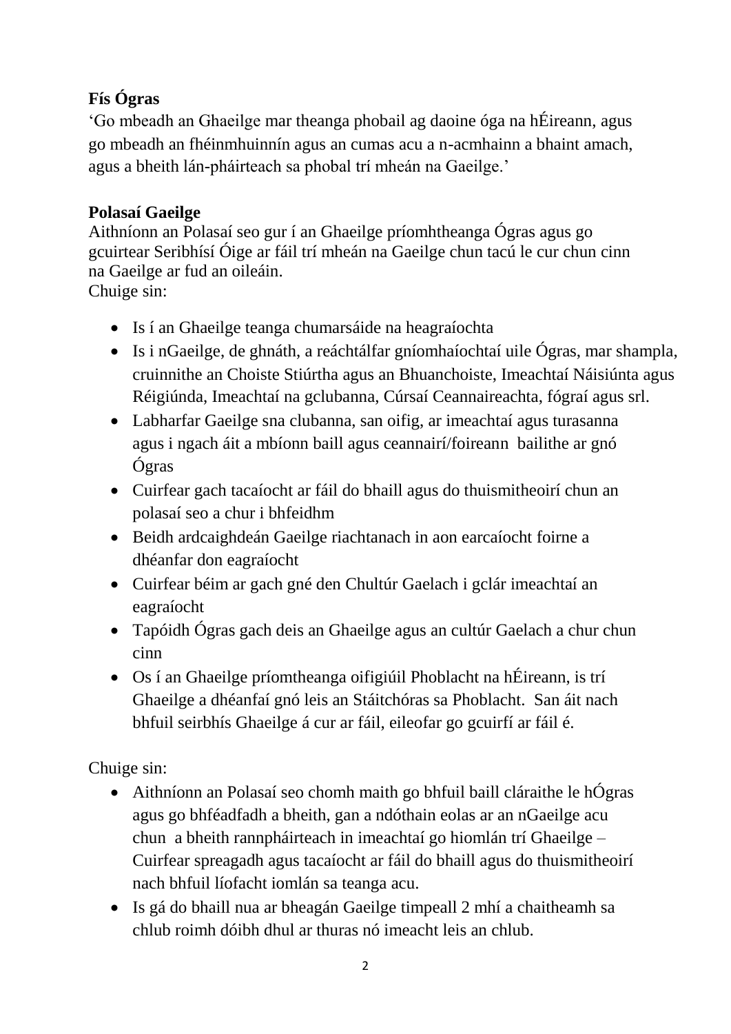**Fís Ógras**

'Go mbeadh an Ghaeilge mar theanga phobail ag daoine óga na hÉireann, agus go mbeadh an fhéinmhuinnín agus an cumas acu a n-acmhainn a bhaint amach, agus a bheith lán-pháirteach sa phobal trí mheán na Gaeilge.'

**Polasaí Gaeilge**

Aithníonn an Polasaí seo gur í an Ghaeilge príomhtheanga Ógras agus go gcuirtear Seribhísí Óige ar fáil trí mheán na Gaeilge chun tacú le cur chun cinn na Gaeilge ar fud an oileáin.
Chuige sin:

- Is í an Ghaeilge teanga chumarsáide na heagraíochta
- Is i nGaeilge, de ghnáth, a reáchtálfar gníomhaíochtaí uile Ógras, mar shampla, cruinnithe an Choiste Stiúrtha agus an Bhuanchoiste, Imeachtaí Náisiúnta agus Réigiúnda, Imeachtaí na gclubanna, Cúrsaí Ceannaireachta, fógraí agus srl.
- Labharfar Gaeilge sna clubanna, san oifig, ar imeachtaí agus turasanna agus i ngach áit a mbíonn baill agus ceannairí/foireann bailithe ar gnó Ógras
- Cuirfear gach tacaíocht ar fáil do bhaill agus do thuismitheoirí chun an polasaí seo a chur i bhfeidhm
- Beidh ardcaighdeán Gaeilge riachtanach in aon earcaíocht foirne a dhéanfar don eagraíocht
- Cuirfear béim ar gach gné den Chultúr Gaelach i gclár imeachtaí an eagraíocht
- Tapóidh Ógras gach deis an Ghaeilge agus an cultúr Gaelach a chur chun cinn
- Os í an Ghaeilge príomtheanga oifigiúil Phoblacht na hÉireann, is trí Ghaeilge a dhéanfaí gnó leis an Stáitchóras sa Phoblacht. San áit nach bhfuil seirbhís Ghaeilge á cur ar fáil, eileofar go gcuirfí ar fáil é.

Chuige sin:

- Aithníonn an Polasaí seo chomh maith go bhfuil baill cláraithe le hÓgras agus go bhféadfadh a bheith, gan a ndóthain eolas ar an nGaeilge acu chun a bheith rannpháirteach in imeachtaí go hiomlán trí Ghaeilge – Cuirfear spreagadh agus tacaíocht ar fáil do bhaill agus do thuismitheoirí nach bhfuil líofacht iomlán sa teanga acu.
- Is gá do bhaill nua ar bheagán Gaeilge timpeall 2 mhí a chaitheamh sa chlub roimh dóibh dhul ar thuras nó imeacht leis an chlub.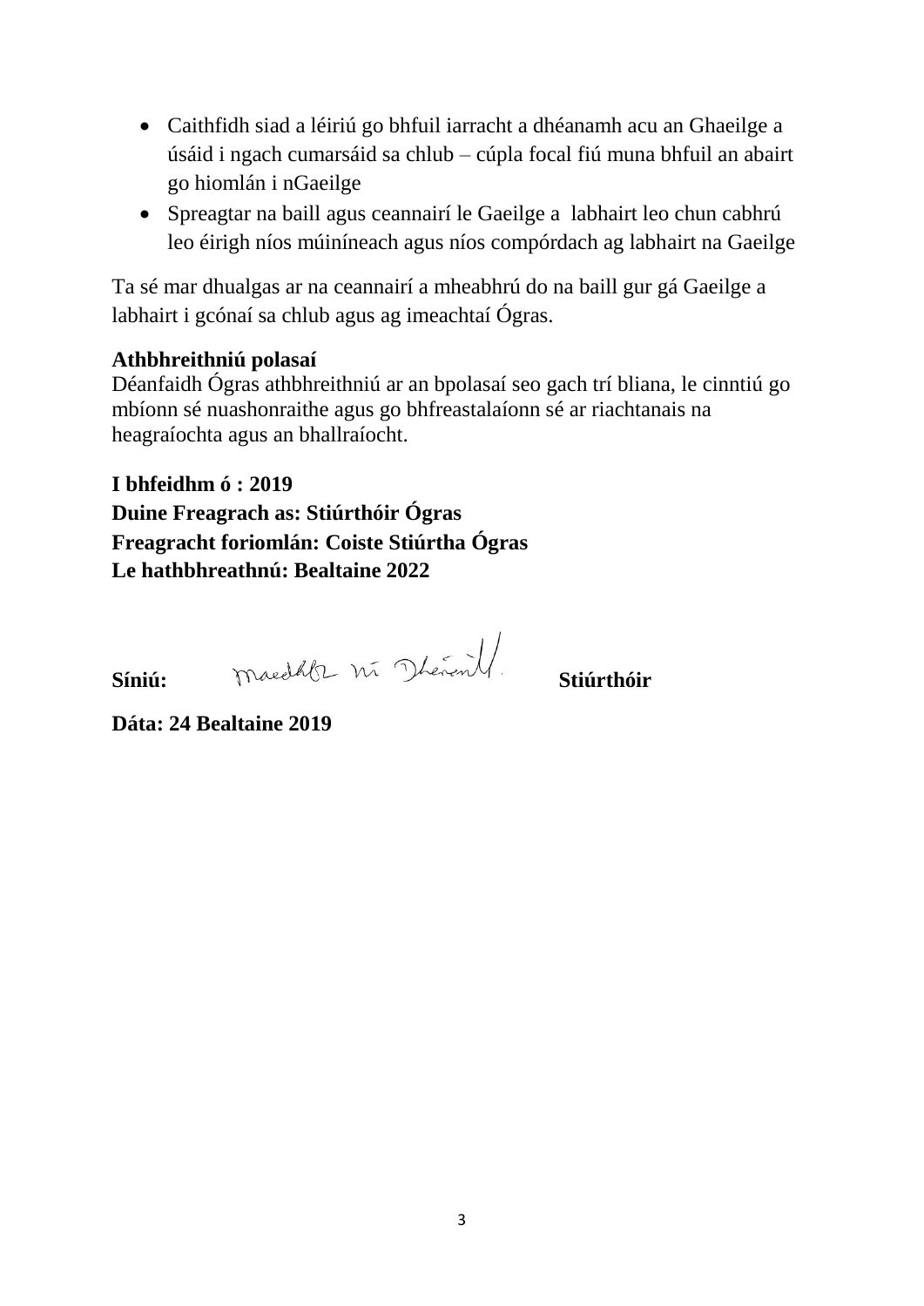- Caithfidh siad a léiriú go bhfuil iarracht a dhéanamh acu an Ghaeilge a úsáid i ngach cumarsáid sa chlub – cúpla focal fiú muna bhfuil an abairt go hiomlán i nGaeilge
- Spreagtar na baill agus ceannairí le Gaeilge a labhairt leo chun cabhrú leo éirigh níos múiníneach agus níos compórdach ag labhairt na Gaeilge

Ta sé mar dhualgas ar na ceannairí a mheabhrú do na baill gur gá Gaeilge a labhairt i gcónaí sa chlub agus ag imeachtaí Ógras.

**Athbhreithniú polasaí**
Déanfaidh Ógras athbhreithniú ar an bpolasaí seo gach trí bliana, le cinntiú go mbíonn sé nuashonraithe agus go bhfreastalaíonn sé ar riachtanais na heagraíochta agus an bhallraíocht.

**I bhfeidhm ó : 2019**
**Duine Freagrach as: Stiúrthóir Ógras**
**Freagracht foriomlán: Coiste Stiúrtha Ógras**
**Le hathbhreathnú: Bealtaine 2022**

**Síniú:** Maedhbh Ní Dhónaill **Stiúrthóir**

**Dáta: 24 Bealtaine 2019**